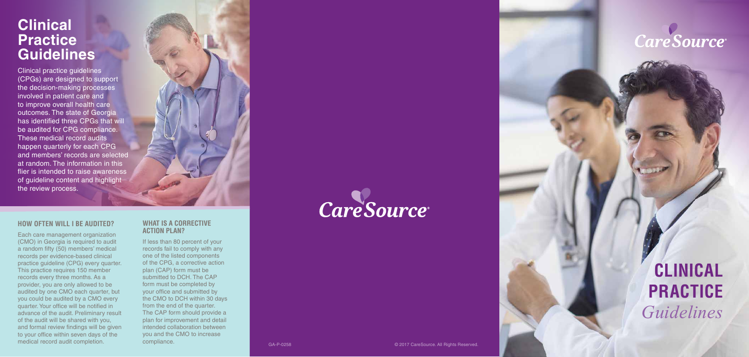# Clinical Practice Guidelines

Clinical practice guidelines (CPGs) are designed to support the decision-making processes involved in patient care and to improve overall health care outcomes. The state of Georgia has identified three CPGs that will be audited for CPG compliance. These medical record audits happen quarterly for each CPG and members' records are selected at random. The information in this flier is intended to raise awareness of guideline content and highlight the review process.

## HOW OFTEN WILL I BE AUDITED?

Each care management organization (CMO) in Georgia is required to audit a random fifty (50) members' medical records per evidence-based clinical practice guideline (CPG) every quarter. This practice requires 150 member records every three months. As a provider, you are only allowed to be audited by one CMO each quarter, but you could be audited by a CMO every quarter. Your office will be notified in advance of the audit. Preliminary result of the audit will be shared with you, and formal review findings will be given to your office within seven days of the medical record audit completion.

## WHAT IS A CORRECTIVE ACTION PLAN?

If less than 80 percent of your records fail to comply with any one of the listed components of the CPG, a corrective action plan (CAP) form must be submitted to DCH. The CAP form must be completed by your office and submitted by the CMO to DCH within 30 days from the end of the quarter. The CAP form should provide a plan for improvement and detail intended collaboration between you and the CMO to increase compliance.

CareSource®

GA-P-0258

© 2017 CareSource. All Rights Reserved.

CareSource®

# CLINICAL PRACTICE *Guidelines*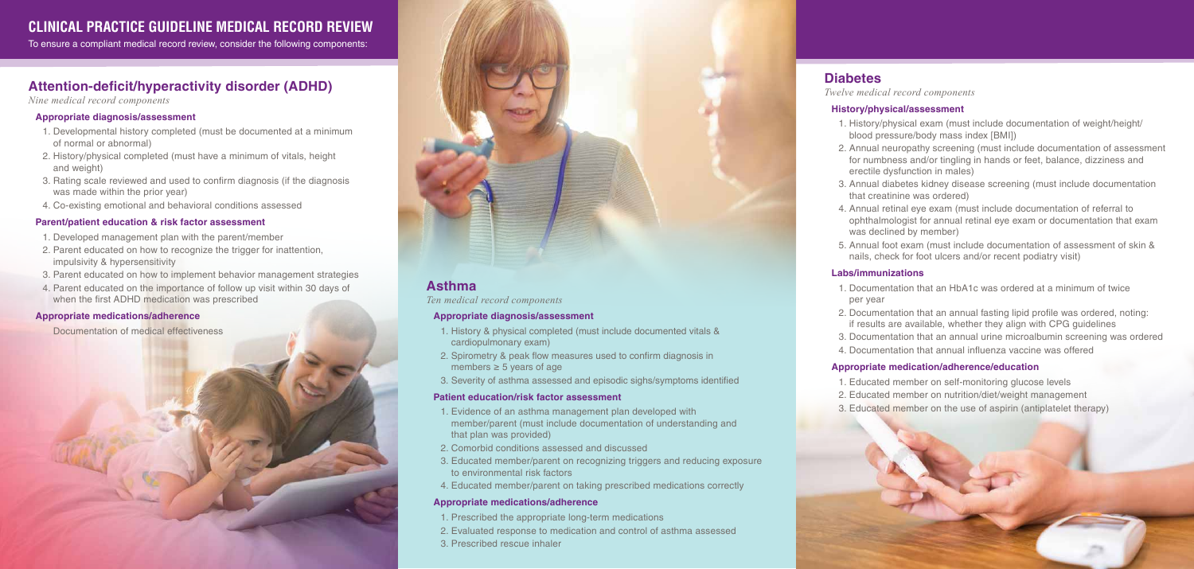# CLINICAL PRACTICE GUIDELINE MEDICAL RECORD REVIEW

To ensure a compliant medical record review, consider the following components:

## Attention-deficit/hyperactivity disorder (ADHD)

*Nine medical record components*

### Appropriate diagnosis/assessment

1. Developmental history completed (must be documented at a minimum of normal or abnormal)
2. History/physical completed (must have a minimum of vitals, height and weight)
3. Rating scale reviewed and used to confirm diagnosis (if the diagnosis was made within the prior year)
4. Co-existing emotional and behavioral conditions assessed

### Parent/patient education & risk factor assessment

1. Developed management plan with the parent/member
2. Parent educated on how to recognize the trigger for inattention, impulsivity & hypersensitivity
3. Parent educated on how to implement behavior management strategies
4. Parent educated on the importance of follow up visit within 30 days of when the first ADHD medication was prescribed

### Appropriate medications/adherence

Documentation of medical effectiveness

## Asthma

*Ten medical record components*

### Appropriate diagnosis/assessment

1. History & physical completed (must include documented vitals & cardiopulmonary exam)
2. Spirometry & peak flow measures used to confirm diagnosis in members ≥ 5 years of age
3. Severity of asthma assessed and episodic sighs/symptoms identified

### Patient education/risk factor assessment

1. Evidence of an asthma management plan developed with member/parent (must include documentation of understanding and that plan was provided)
2. Comorbid conditions assessed and discussed
3. Educated member/parent on recognizing triggers and reducing exposure to environmental risk factors
4. Educated member/parent on taking prescribed medications correctly

### Appropriate medications/adherence

1. Prescribed the appropriate long-term medications
2. Evaluated response to medication and control of asthma assessed
3. Prescribed rescue inhaler

## Diabetes

*Twelve medical record components*

### History/physical/assessment

1. History/physical exam (must include documentation of weight/height/ blood pressure/body mass index [BMI])
2. Annual neuropathy screening (must include documentation of assessment for numbness and/or tingling in hands or feet, balance, dizziness and erectile dysfunction in males)
3. Annual diabetes kidney disease screening (must include documentation that creatinine was ordered)
4. Annual retinal eye exam (must include documentation of referral to ophthalmologist for annual retinal eye exam or documentation that exam was declined by member)
5. Annual foot exam (must include documentation of assessment of skin & nails, check for foot ulcers and/or recent podiatry visit)

### Labs/immunizations

1. Documentation that an HbA1c was ordered at a minimum of twice per year
2. Documentation that an annual fasting lipid profile was ordered, noting: if results are available, whether they align with CPG guidelines
3. Documentation that an annual urine microalbumin screening was ordered
4. Documentation that annual influenza vaccine was offered

### Appropriate medication/adherence/education

1. Educated member on self-monitoring glucose levels
2. Educated member on nutrition/diet/weight management
3. Educated member on the use of aspirin (antiplatelet therapy)